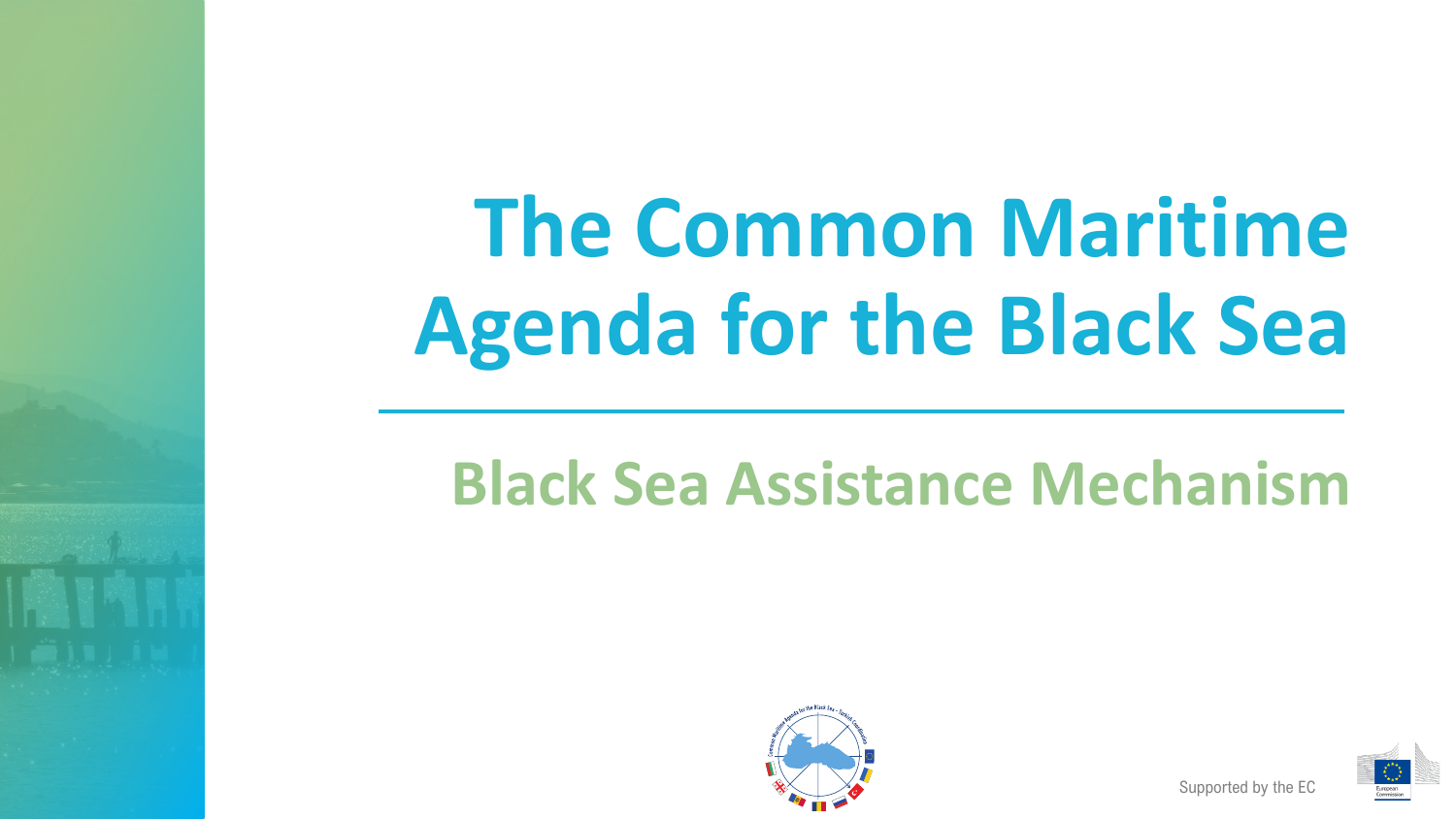# The Common Maritime Agenda for the Black Sea

## Black Sea Assistance Mechanism

Supported by the EC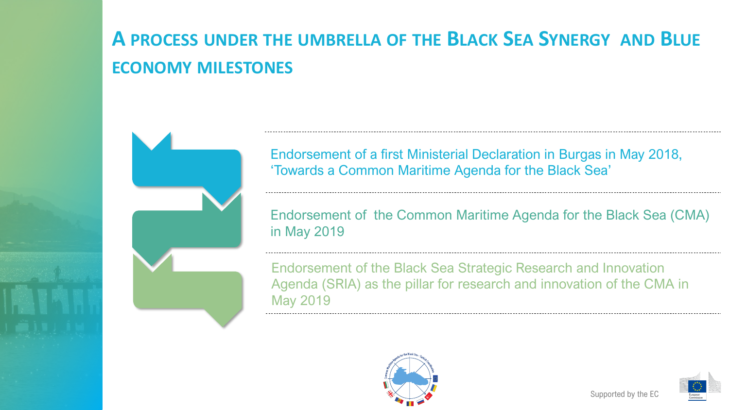# A PROCESS UNDER THE UMBRELLA OF THE BLACK SEA SYNERGY AND BLUE ECONOMY MILESTONES

- Endorsement of a first Ministerial Declaration in Burgas in May 2018, 'Towards a Common Maritime Agenda for the Black Sea'
- Endorsement of the Common Maritime Agenda for the Black Sea (CMA) in May 2019
- Endorsement of the Black Sea Strategic Research and Innovation Agenda (SRIA) as the pillar for research and innovation of the CMA in May 2019

Supported by the EC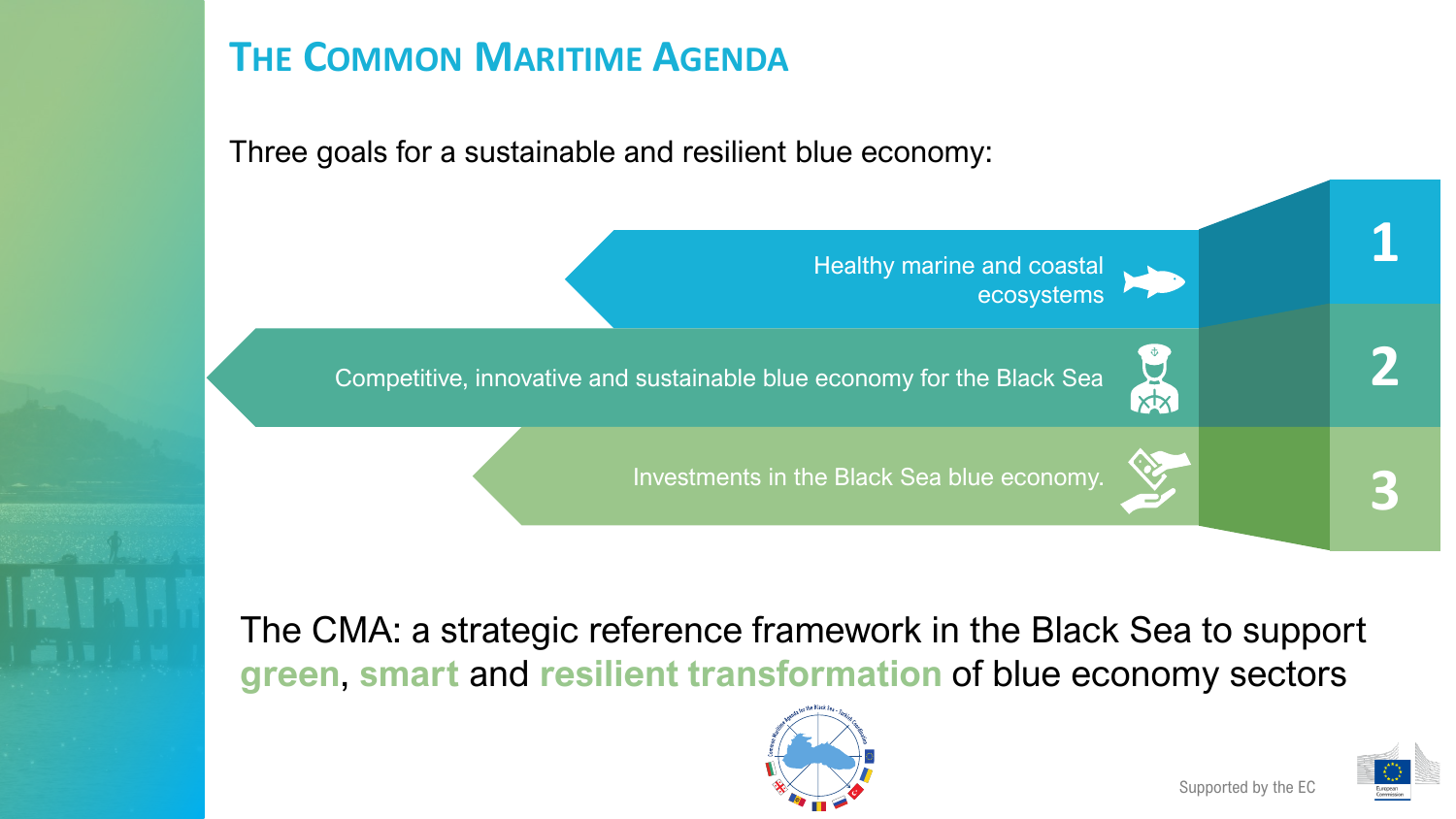# The Common Maritime Agenda

Three goals for a sustainable and resilient blue economy:

1. Healthy marine and coastal ecosystems
2. Competitive, innovative and sustainable blue economy for the Black Sea
3. Investments in the Black Sea blue economy.

The CMA: a strategic reference framework in the Black Sea to support **green**, **smart** and **resilient transformation** of blue economy sectors

Supported by the EC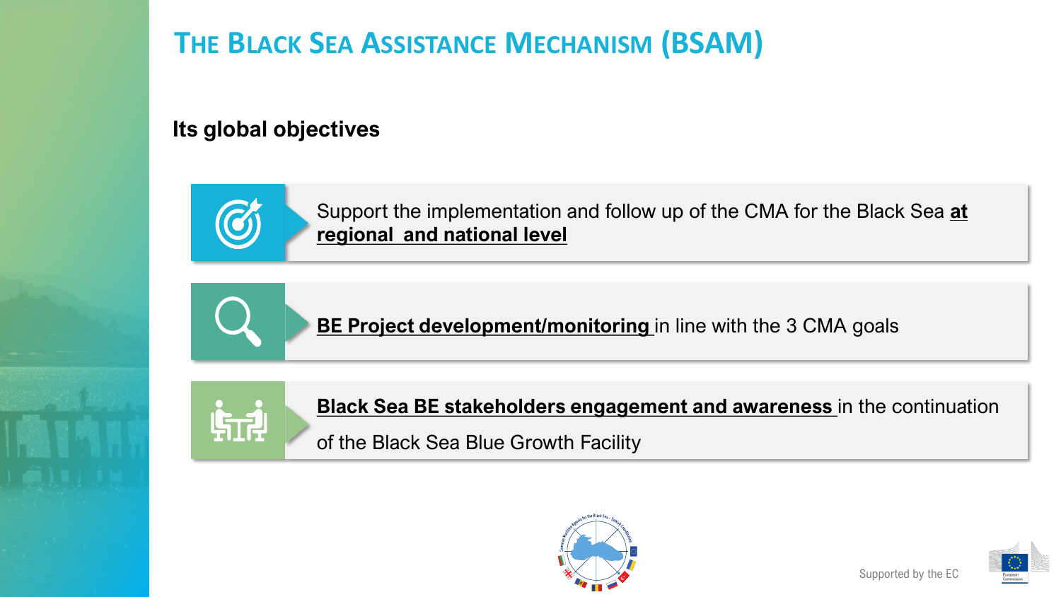# The Black Sea Assistance Mechanism (BSAM)

## Its global objectives

- Support the implementation and follow up of the CMA for the Black Sea **at regional and national level**
- **BE Project development/monitoring** in line with the 3 CMA goals
- **Black Sea BE stakeholders engagement and awareness** in the continuation of the Black Sea Blue Growth Facility

Supported by the EC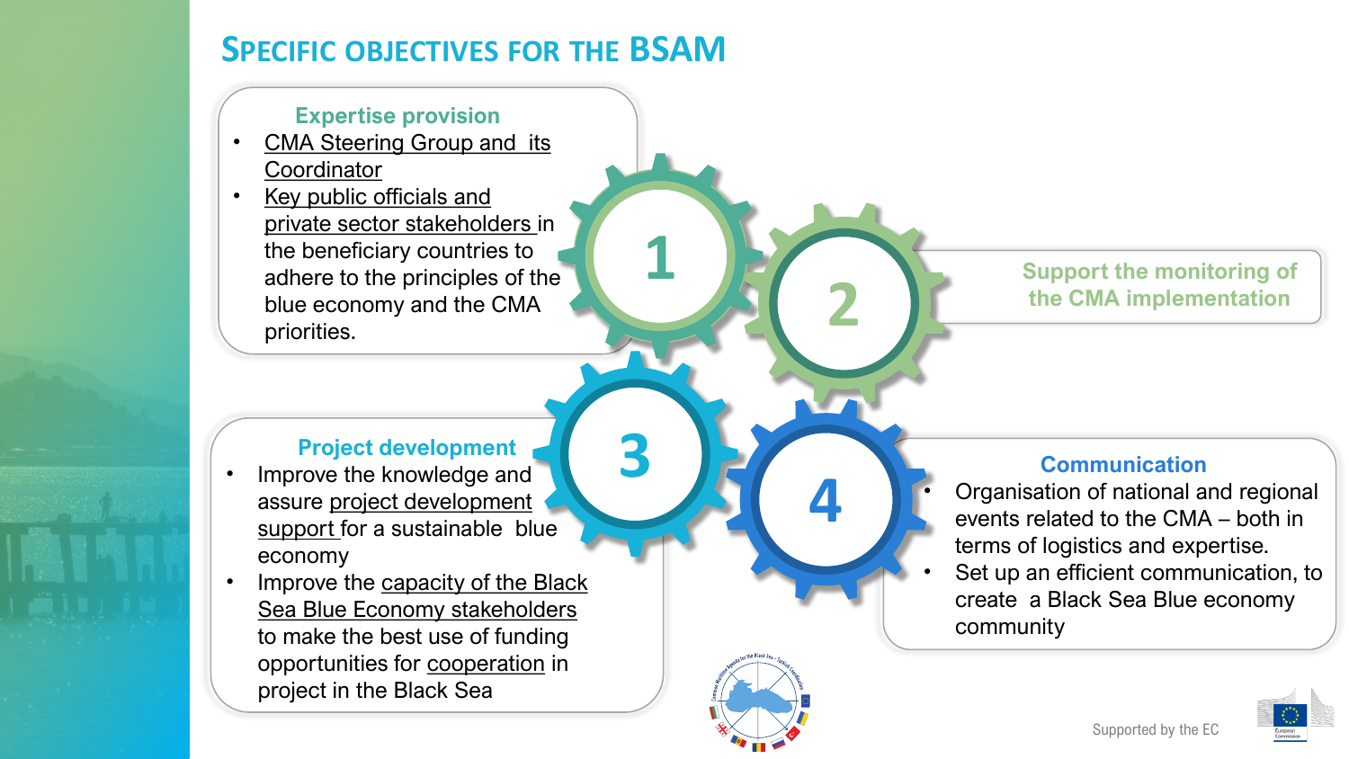# SPECIFIC OBJECTIVES FOR THE BSAM

## 1. Expertise provision

- CMA Steering Group and its Coordinator
- Key public officials and private sector stakeholders in the beneficiary countries to adhere to the principles of the blue economy and the CMA priorities.

## 2. Support the monitoring of the CMA implementation

## 3. Project development

- Improve the knowledge and assure project development support for a sustainable blue economy
- Improve the capacity of the Black Sea Blue Economy stakeholders to make the best use of funding opportunities for cooperation in project in the Black Sea

## 4. Communication

- Organisation of national and regional events related to the CMA – both in terms of logistics and expertise.
- Set up an efficient communication, to create a Black Sea Blue economy community

Supported by the EC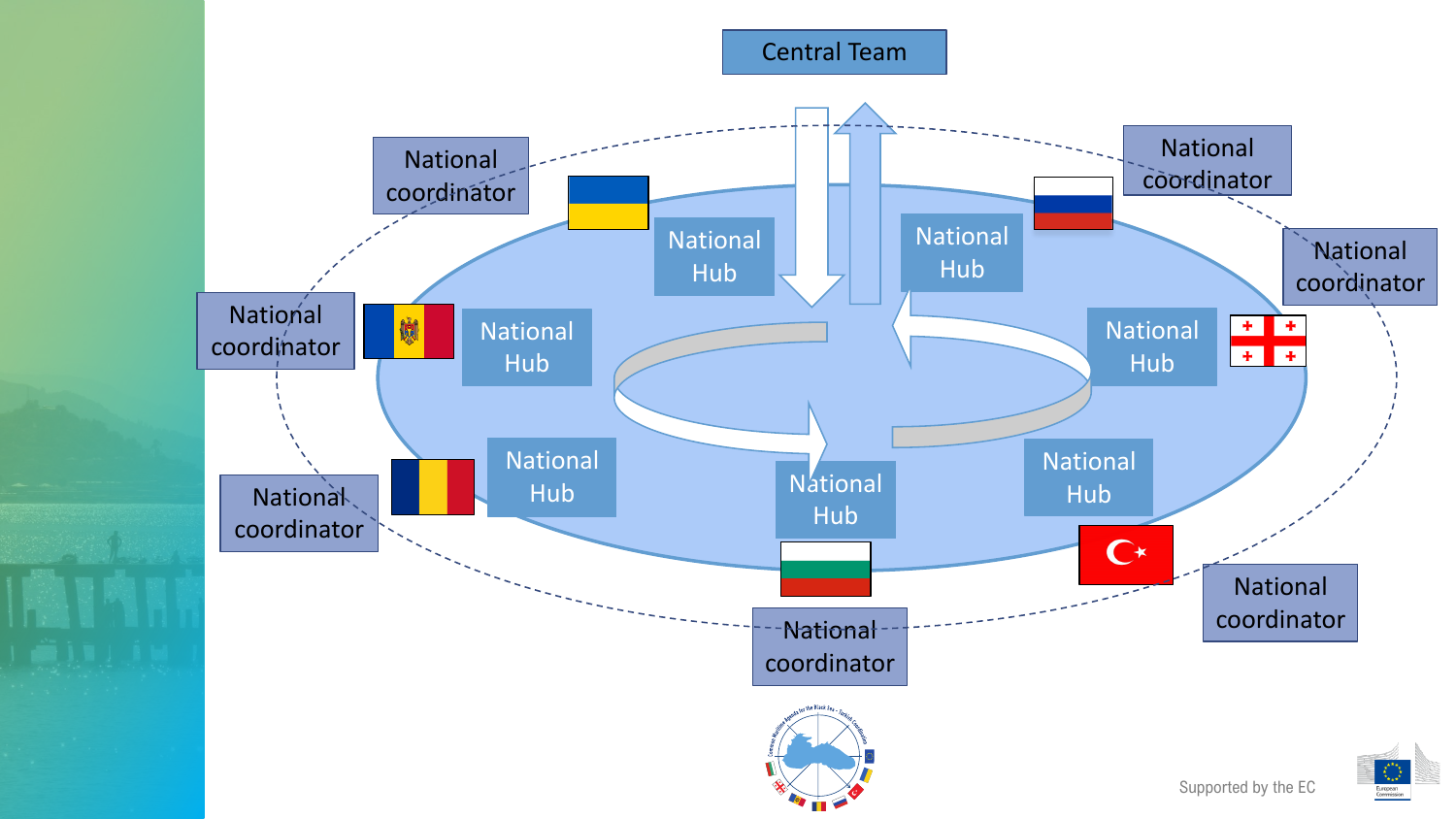Central Team

National coordinator

National Hub

National coordinator

National Hub

National coordinator

National Hub

National coordinator

National Hub

National coordinator

National Hub

National coordinator

National Hub

National coordinator

National Hub

Supported by the EC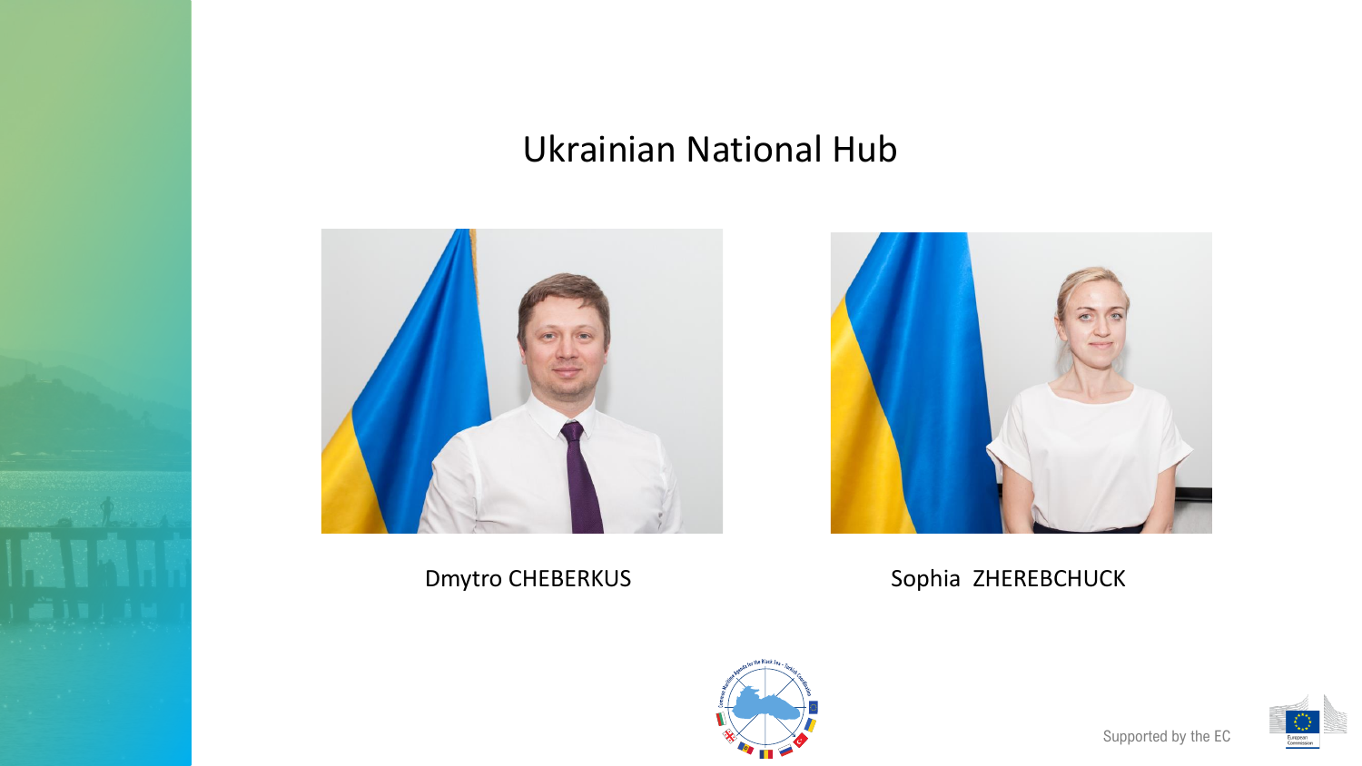# Ukrainian National Hub

Dmytro CHEBERKUS

Sophia ZHEREBCHUCK

Supported by the EC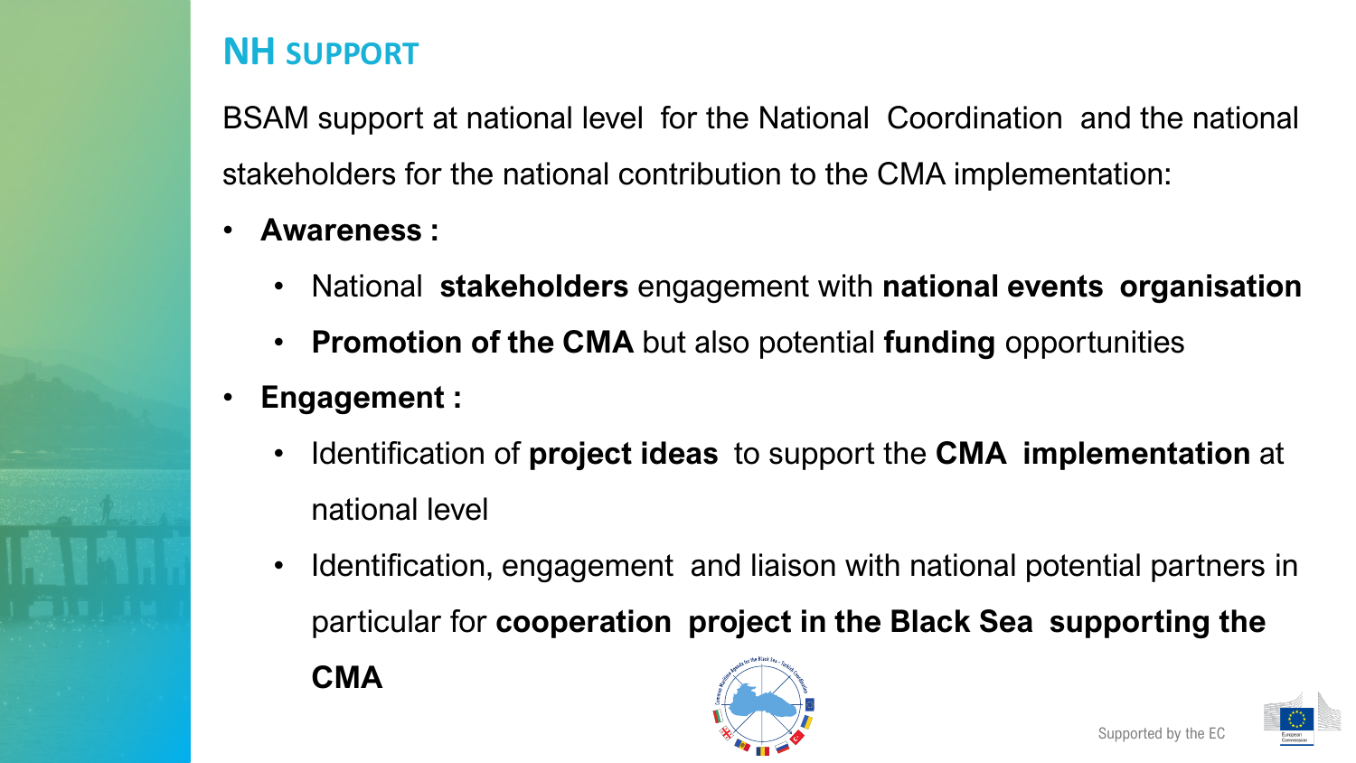## NH SUPPORT

BSAM support at national level for the National Coordination and the national stakeholders for the national contribution to the CMA implementation:

- **Awareness :**
  - National **stakeholders** engagement with **national events organisation**
  - **Promotion of the CMA** but also potential **funding** opportunities
- **Engagement :**
  - Identification of **project ideas** to support the **CMA implementation** at national level
  - Identification, engagement and liaison with national potential partners in particular for **cooperation project in the Black Sea supporting the CMA**

Supported by the EC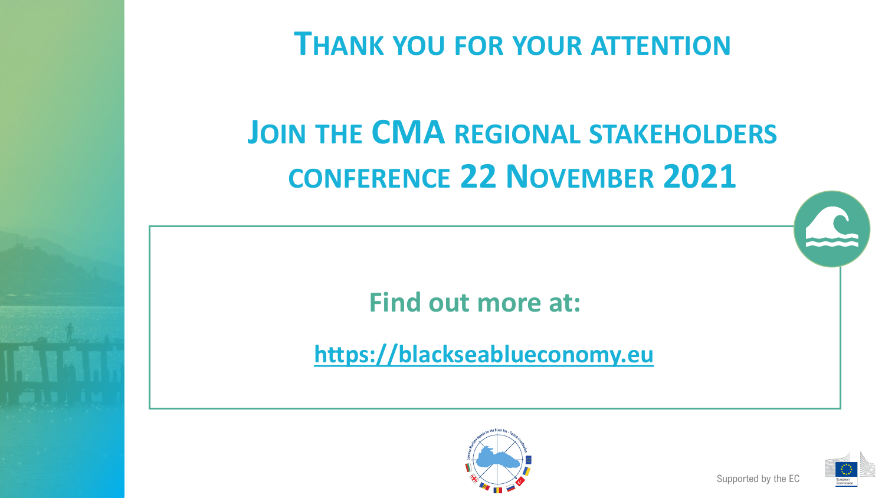# THANK YOU FOR YOUR ATTENTION

## JOIN THE CMA REGIONAL STAKEHOLDERS CONFERENCE 22 NOVEMBER 2021

**Find out more at:**

[https://blackseablueconomy.eu](https://blackseablueconomy.eu)

Supported by the EC